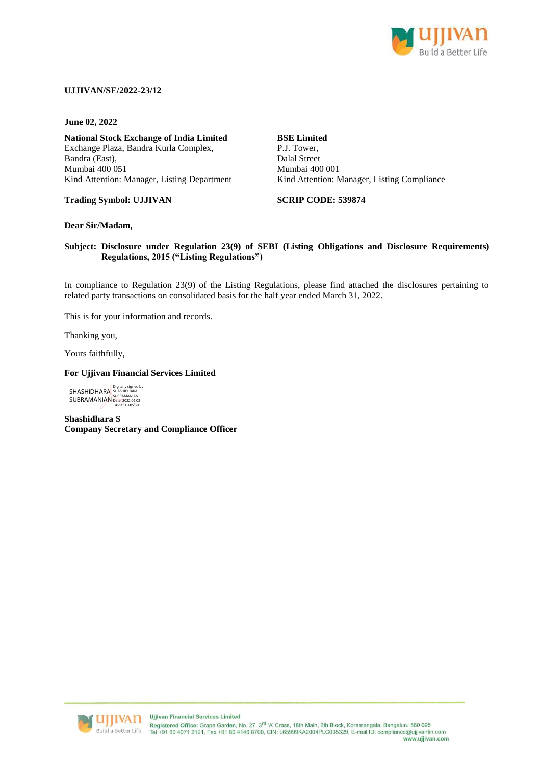**UJJIVAN/SE/2022-23/12**

**June 02, 2022**

**National Stock Exchange of India Limited**
Exchange Plaza, Bandra Kurla Complex,
Bandra (East),
Mumbai 400 051
Kind Attention: Manager, Listing Department

**Trading Symbol: UJJIVAN**

**BSE Limited**
P.J. Tower,
Dalal Street
Mumbai 400 001
Kind Attention: Manager, Listing Compliance

**SCRIP CODE: 539874**

**Dear Sir/Madam,**

**Subject: Disclosure under Regulation 23(9) of SEBI (Listing Obligations and Disclosure Requirements) Regulations, 2015 ("Listing Regulations")**

In compliance to Regulation 23(9) of the Listing Regulations, please find attached the disclosures pertaining to related party transactions on consolidated basis for the half year ended March 31, 2022.

This is for your information and records.

Thanking you,

Yours faithfully,

**For Ujjivan Financial Services Limited**

SHASHIDHARA SUBRAMANIAN
Digitally signed by SHASHIDHARA SUBRAMANIAN
Date: 2022.06.02 14:29:51 +05'30'

**Shashidhara S**
**Company Secretary and Compliance Officer**

**Ujjivan Financial Services Limited**
**Registered Office:** Grape Garden, No. 27, 3rd 'A' Cross, 18th Main, 6th Block, Koramangala, Bengaluru 560 095
Tel +91 80 4071 2121, Fax +91 80 4146 8700, CIN: L65999KA2004PLC035329, E-mail ID: compliance@ujjivanfin.com
www.ujjivan.com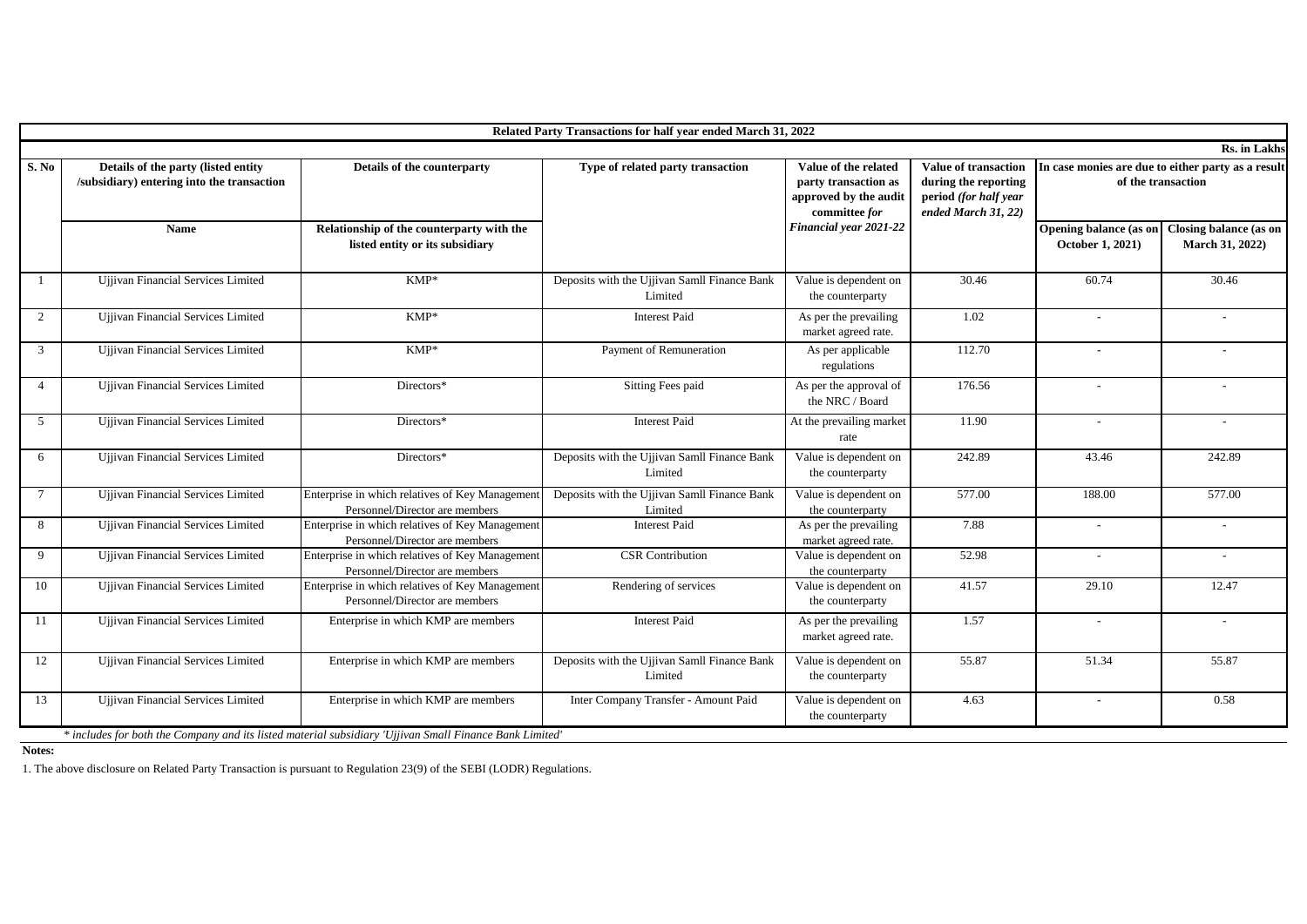**Related Party Transactions for half year ended March 31, 2022**

**Rs. in Lakhs**

| S. No | Details of the party (listed entity /subsidiary) entering into the transaction | Details of the counterparty | Type of related party transaction | Value of the related party transaction as approved by the audit committee *for Financial year 2021-22* | Value of transaction during the reporting period *(for half year ended March 31, 22)* | In case monies are due to either party as a result of the transaction | |
|---|---|---|---|---|---|---|---|
| | Name | Relationship of the counterparty with the listed entity or its subsidiary | | | | Opening balance (as on October 1, 2021) | Closing balance (as on March 31, 2022) |
| 1 | Ujjivan Financial Services Limited | KMP* | Deposits with the Ujjivan Samll Finance Bank Limited | Value is dependent on the counterparty | 30.46 | 60.74 | 30.46 |
| 2 | Ujjivan Financial Services Limited | KMP* | Interest Paid | As per the prevailing market agreed rate. | 1.02 | - | - |
| 3 | Ujjivan Financial Services Limited | KMP* | Payment of Remuneration | As per applicable regulations | 112.70 | - | - |
| 4 | Ujjivan Financial Services Limited | Directors* | Sitting Fees paid | As per the approval of the NRC / Board | 176.56 | - | - |
| 5 | Ujjivan Financial Services Limited | Directors* | Interest Paid | At the prevailing market rate | 11.90 | - | - |
| 6 | Ujjivan Financial Services Limited | Directors* | Deposits with the Ujjivan Samll Finance Bank Limited | Value is dependent on the counterparty | 242.89 | 43.46 | 242.89 |
| 7 | Ujjivan Financial Services Limited | Enterprise in which relatives of Key Management Personnel/Director are members | Deposits with the Ujjivan Samll Finance Bank Limited | Value is dependent on the counterparty | 577.00 | 188.00 | 577.00 |
| 8 | Ujjivan Financial Services Limited | Enterprise in which relatives of Key Management Personnel/Director are members | Interest Paid | As per the prevailing market agreed rate. | 7.88 | - | - |
| 9 | Ujjivan Financial Services Limited | Enterprise in which relatives of Key Management Personnel/Director are members | CSR Contribution | Value is dependent on the counterparty | 52.98 | - | - |
| 10 | Ujjivan Financial Services Limited | Enterprise in which relatives of Key Management Personnel/Director are members | Rendering of services | Value is dependent on the counterparty | 41.57 | 29.10 | 12.47 |
| 11 | Ujjivan Financial Services Limited | Enterprise in which KMP are members | Interest Paid | As per the prevailing market agreed rate. | 1.57 | - | - |
| 12 | Ujjivan Financial Services Limited | Enterprise in which KMP are members | Deposits with the Ujjivan Samll Finance Bank Limited | Value is dependent on the counterparty | 55.87 | 51.34 | 55.87 |
| 13 | Ujjivan Financial Services Limited | Enterprise in which KMP are members | Inter Company Transfer - Amount Paid | Value is dependent on the counterparty | 4.63 | - | 0.58 |

*\* includes for both the Company and its listed material subsidiary 'Ujjivan Small Finance Bank Limited'*

**Notes:**

1. The above disclosure on Related Party Transaction is pursuant to Regulation 23(9) of the SEBI (LODR) Regulations.